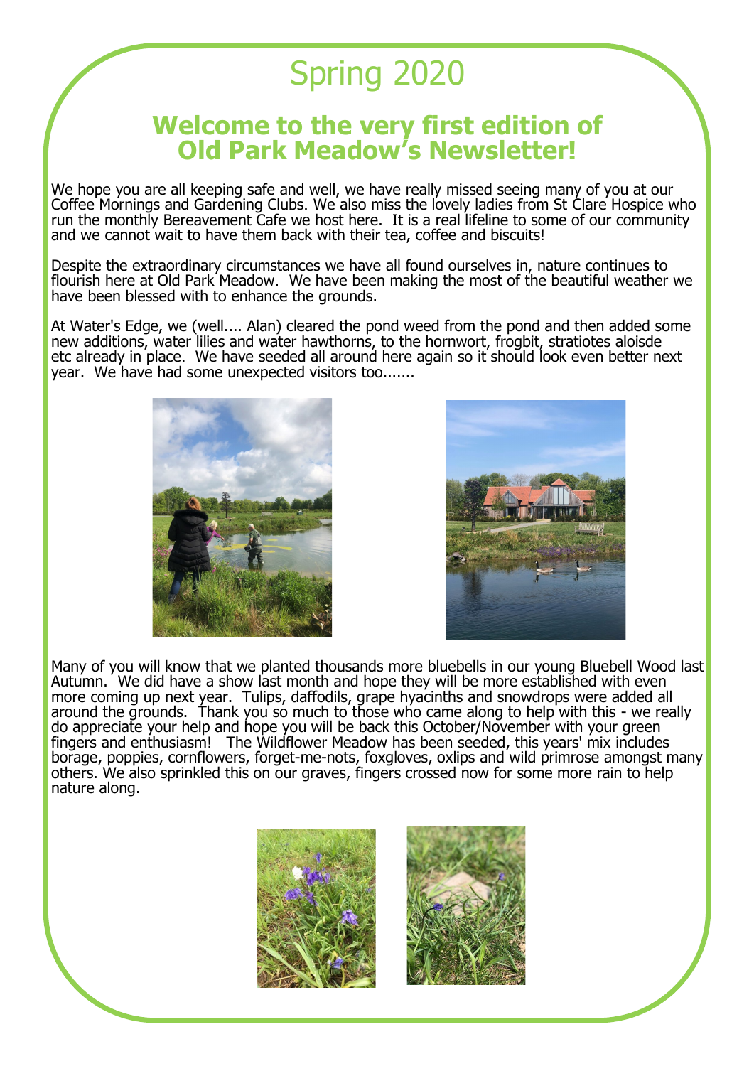# Spring 2020

## Welcome to the very first edition of Old Park Meadow's Newsletter!

We hope you are all keeping safe and well, we have really missed seeing many of you at our Coffee Mornings and Gardening Clubs. We also miss the lovely ladies from St Clare Hospice who run the monthly Bereavement Cafe we host here. It is a real lifeline to some of our community and we cannot wait to have them back with their tea, coffee and biscuits!

Despite the extraordinary circumstances we have all found ourselves in, nature continues to flourish here at Old Park Meadow. We have been making the most of the beautiful weather we have been blessed with to enhance the grounds.

At Water's Edge, we (well.... Alan) cleared the pond weed from the pond and then added some new additions, water lilies and water hawthorns, to the hornwort, frogbit, stratiotes aloisde etc already in place. We have seeded all around here again so it should look even better next year. We have had some unexpected visitors too.......

Many of you will know that we planted thousands more bluebells in our young Bluebell Wood last Autumn. We did have a show last month and hope they will be more established with even more coming up next year. Tulips, daffodils, grape hyacinths and snowdrops were added all around the grounds. Thank you so much to those who came along to help with this - we really do appreciate your help and hope you will be back this October/November with your green fingers and enthusiasm! The Wildflower Meadow has been seeded, this years' mix includes borage, poppies, cornflowers, forget-me-nots, foxgloves, oxlips and wild primrose amongst many others. We also sprinkled this on our graves, fingers crossed now for some more rain to help nature along.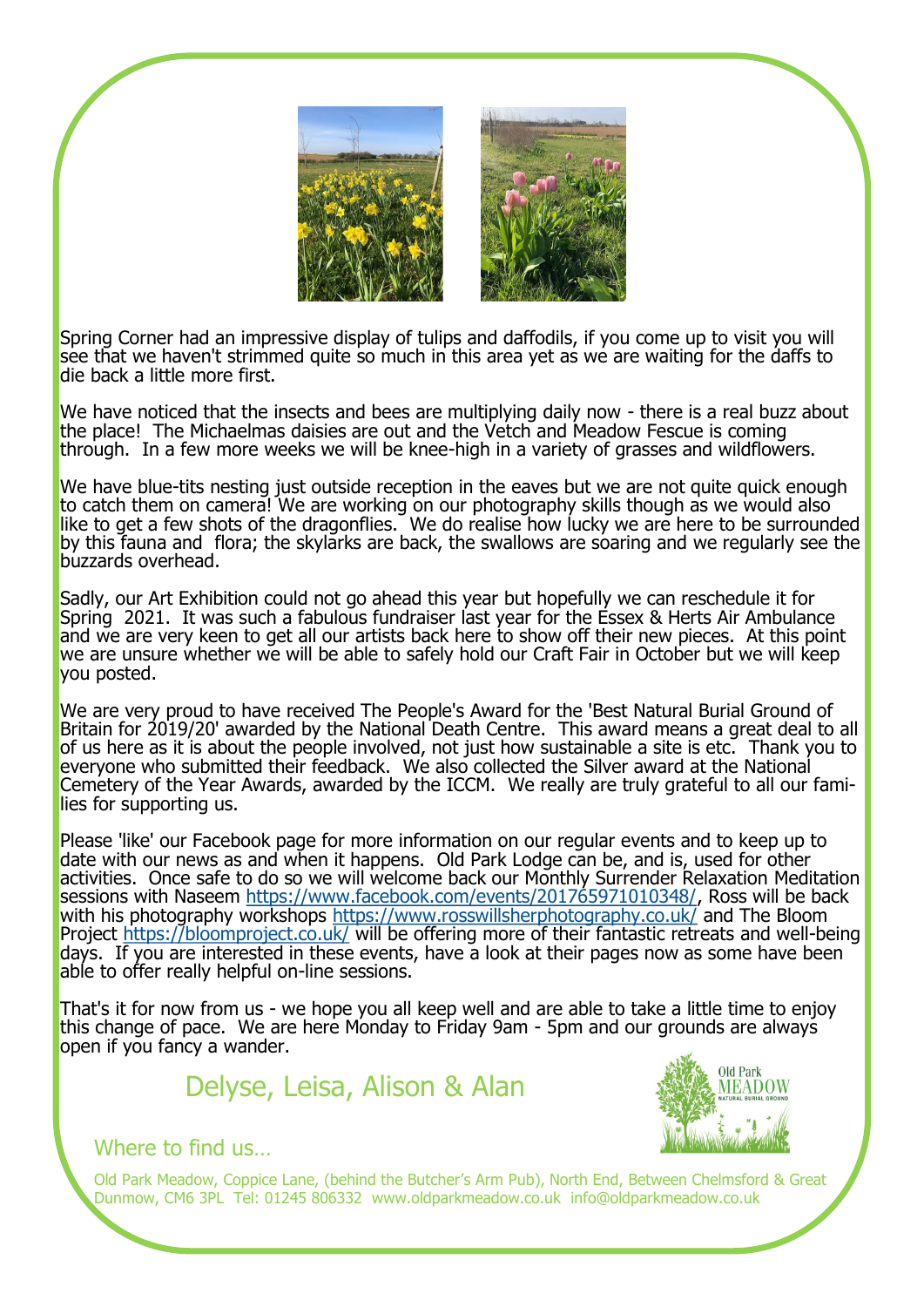Spring Corner had an impressive display of tulips and daffodils, if you come up to visit you will see that we haven't strimmed quite so much in this area yet as we are waiting for the daffs to die back a little more first.

We have noticed that the insects and bees are multiplying daily now - there is a real buzz about the place! The Michaelmas daisies are out and the Vetch and Meadow Fescue is coming through. In a few more weeks we will be knee-high in a variety of grasses and wildflowers.

We have blue-tits nesting just outside reception in the eaves but we are not quite quick enough to catch them on camera! We are working on our photography skills though as we would also like to get a few shots of the dragonflies. We do realise how lucky we are here to be surrounded by this fauna and flora; the skylarks are back, the swallows are soaring and we regularly see the buzzards overhead.

Sadly, our Art Exhibition could not go ahead this year but hopefully we can reschedule it for Spring 2021. It was such a fabulous fundraiser last year for the Essex & Herts Air Ambulance and we are very keen to get all our artists back here to show off their new pieces. At this point we are unsure whether we will be able to safely hold our Craft Fair in October but we will keep you posted.

We are very proud to have received The People's Award for the 'Best Natural Burial Ground of Britain for 2019/20' awarded by the National Death Centre. This award means a great deal to all of us here as it is about the people involved, not just how sustainable a site is etc. Thank you to everyone who submitted their feedback. We also collected the Silver award at the National Cemetery of the Year Awards, awarded by the ICCM. We really are truly grateful to all our families for supporting us.

Please 'like' our Facebook page for more information on our regular events and to keep up to date with our news as and when it happens. Old Park Lodge can be, and is, used for other activities. Once safe to do so we will welcome back our Monthly Surrender Relaxation Meditation sessions with Naseem https://www.facebook.com/events/201765971010348/, Ross will be back with his photography workshops https://www.rosswillsherphotography.co.uk/ and The Bloom Project https://bloomproject.co.uk/ will be offering more of their fantastic retreats and well-being days. If you are interested in these events, have a look at their pages now as some have been able to offer really helpful on-line sessions.

That's it for now from us - we hope you all keep well and are able to take a little time to enjoy this change of pace. We are here Monday to Friday 9am - 5pm and our grounds are always open if you fancy a wander.

Delyse, Leisa, Alison & Alan

Old Park MEADOW NATURAL BURIAL GROUND

## Where to find us…

Old Park Meadow, Coppice Lane, (behind the Butcher's Arm Pub), North End, Between Chelmsford & Great Dunmow, CM6 3PL Tel: 01245 806332 www.oldparkmeadow.co.uk info@oldparkmeadow.co.uk